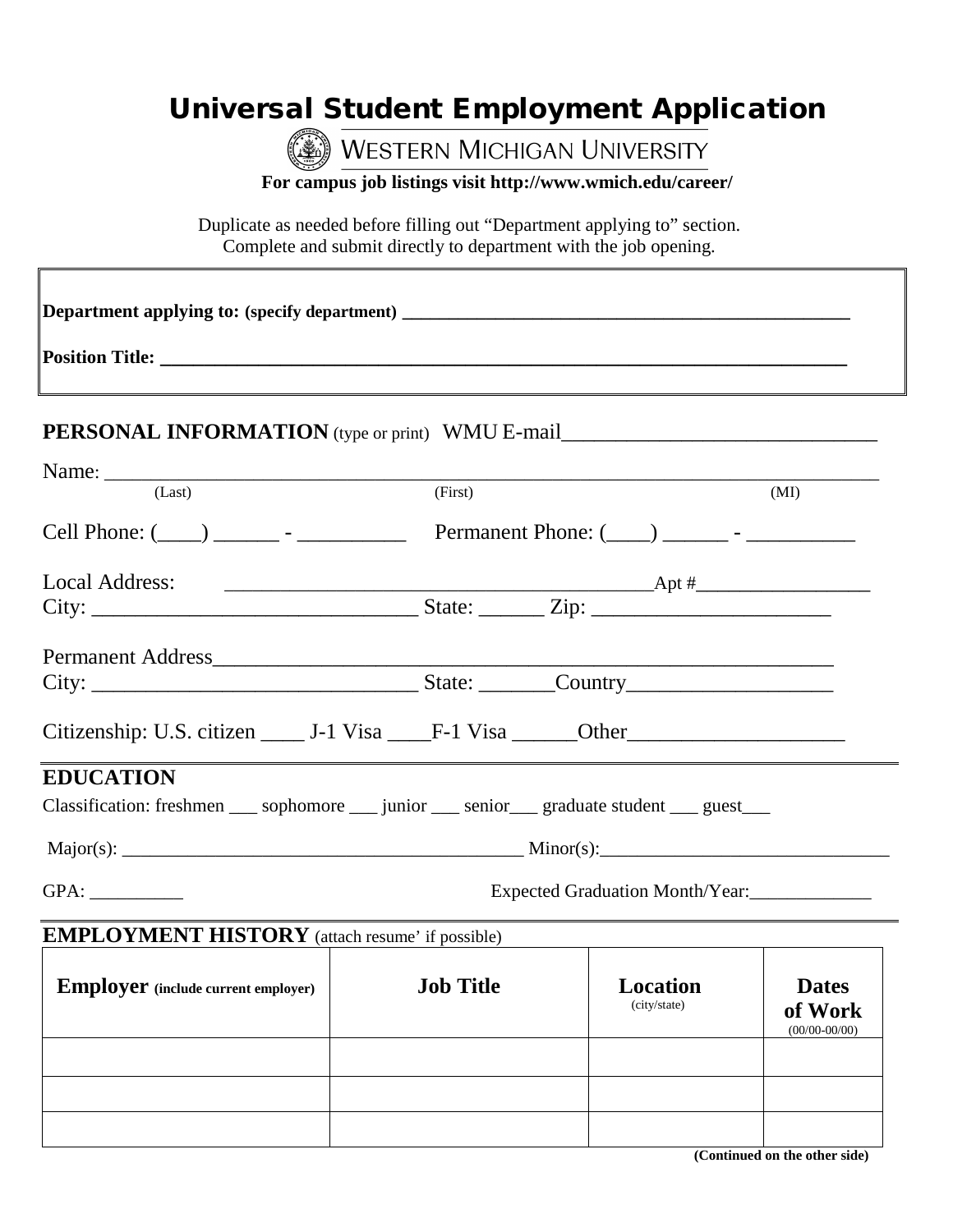# Universal Student Employment Application

WESTERN MICHIGAN UNIVERSITY

**For campus job listings visit http://www.wmich.edu/career/**

Duplicate as needed before filling out "Department applying to" section.
Complete and submit directly to department with the job opening.

**Department applying to: (specify department)** ______________________________________________

**Position Title:** ______________________________________________________________________

**PERSONAL INFORMATION** (type or print) WMU E-mail______________________________

Name: __________________________________________________________________________
(Last) (First) (MI)

Cell Phone: (____) ______ - __________ Permanent Phone: (____) ______ - __________

Local Address: __________________________________________Apt #_________________
City: ______________________________ State: ______ Zip: ______________________

Permanent Address_____________________________________________________________
City: ______________________________ State: _______Country___________________

Citizenship: U.S. citizen ____ J-1 Visa ____F-1 Visa ______Other___________________

## EDUCATION

Classification: freshmen ___ sophomore ___ junior ___ senior___ graduate student ___ guest___

Major(s): __________________________________________ Minor(s):_______________________________

GPA: __________ Expected Graduation Month/Year:_____________

## EMPLOYMENT HISTORY (attach resume' if possible)

| **Employer** (include current employer) | **Job Title** | **Location** (city/state) | **Dates of Work** (00/00-00/00) |
|---|---|---|---|
| | | | |
| | | | |
| | | | |

**(Continued on the other side)**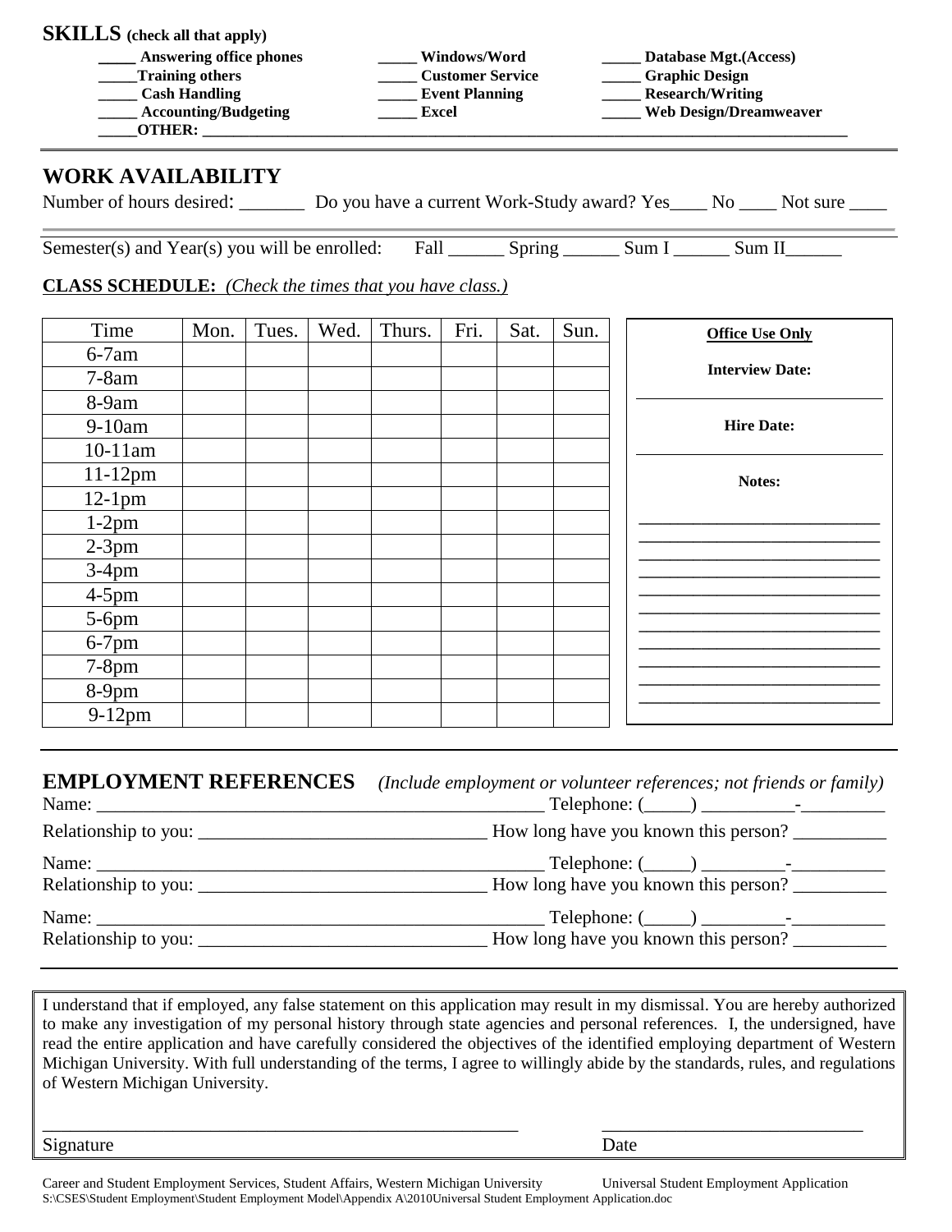## SKILLS (check all that apply)

____ Answering office phones
_____ Training others
_____ Cash Handling
_____ Accounting/Budgeting
_____ Windows/Word
_____ Customer Service
_____ Event Planning
_____ Excel
_____ Database Mgt.(Access)
_____ Graphic Design
_____ Research/Writing
_____ Web Design/Dreamweaver
_____ OTHER: ______________________________________________________________________________

## WORK AVAILABILITY

Number of hours desired: _______ Do you have a current Work-Study award? Yes____ No ____ Not sure ____

Semester(s) and Year(s) you will be enrolled: Fall ______ Spring ______ Sum I ______ Sum II______

**CLASS SCHEDULE:** *(Check the times that you have class.)*

| Time | Mon. | Tues. | Wed. | Thurs. | Fri. | Sat. | Sun. |
|---|---|---|---|---|---|---|---|
| 6-7am | | | | | | | |
| 7-8am | | | | | | | |
| 8-9am | | | | | | | |
| 9-10am | | | | | | | |
| 10-11am | | | | | | | |
| 11-12pm | | | | | | | |
| 12-1pm | | | | | | | |
| 1-2pm | | | | | | | |
| 2-3pm | | | | | | | |
| 3-4pm | | | | | | | |
| 4-5pm | | | | | | | |
| 5-6pm | | | | | | | |
| 6-7pm | | | | | | | |
| 7-8pm | | | | | | | |
| 8-9pm | | | | | | | |
| 9-12pm | | | | | | | |

**Office Use Only**

**Interview Date:** ______________________

**Hire Date:** ______________________

**Notes:**

______________________
______________________
______________________
______________________
______________________
______________________
______________________
______________________
______________________
______________________

## EMPLOYMENT REFERENCES *(Include employment or volunteer references; not friends or family)*

Name: ________________________________________________ Telephone: (_____) __________-_________
Relationship to you: ______________________________ How long have you known this person? __________

Name: ________________________________________________ Telephone: (_____) _________-__________
Relationship to you: ______________________________ How long have you known this person? __________

Name: ________________________________________________ Telephone: (_____) _________-__________
Relationship to you: ______________________________ How long have you known this person? __________

I understand that if employed, any false statement on this application may result in my dismissal. You are hereby authorized to make any investigation of my personal history through state agencies and personal references. I, the undersigned, have read the entire application and have carefully considered the objectives of the identified employing department of Western Michigan University. With full understanding of the terms, I agree to willingly abide by the standards, rules, and regulations of Western Michigan University.

_____________________________________________________ ____________________________
Signature Date

Career and Student Employment Services, Student Affairs, Western Michigan University Universal Student Employment Application
S:\CSES\Student Employment\Student Employment Model\Appendix A\2010Universal Student Employment Application.doc